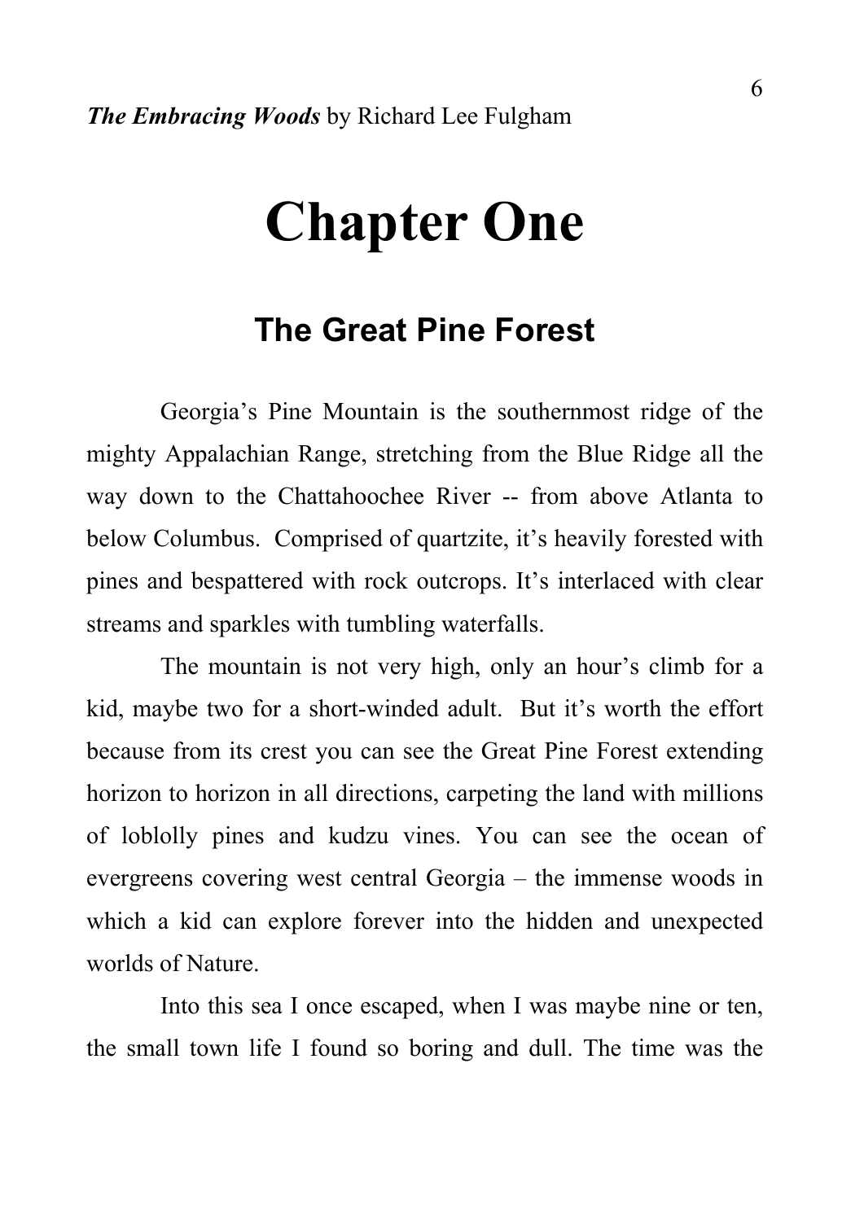# Chapter One

## The Great Pine Forest

Georgia's Pine Mountain is the southernmost ridge of the mighty Appalachian Range, stretching from the Blue Ridge all the way down to the Chattahoochee River -- from above Atlanta to below Columbus. Comprised of quartzite, it's heavily forested with pines and bespattered with rock outcrops. It's interlaced with clear streams and sparkles with tumbling waterfalls.

The mountain is not very high, only an hour's climb for a kid, maybe two for a short-winded adult. But it's worth the effort because from its crest you can see the Great Pine Forest extending horizon to horizon in all directions, carpeting the land with millions of loblolly pines and kudzu vines. You can see the ocean of evergreens covering west central Georgia – the immense woods in which a kid can explore forever into the hidden and unexpected worlds of Nature.

Into this sea I once escaped, when I was maybe nine or ten, the small town life I found so boring and dull. The time was the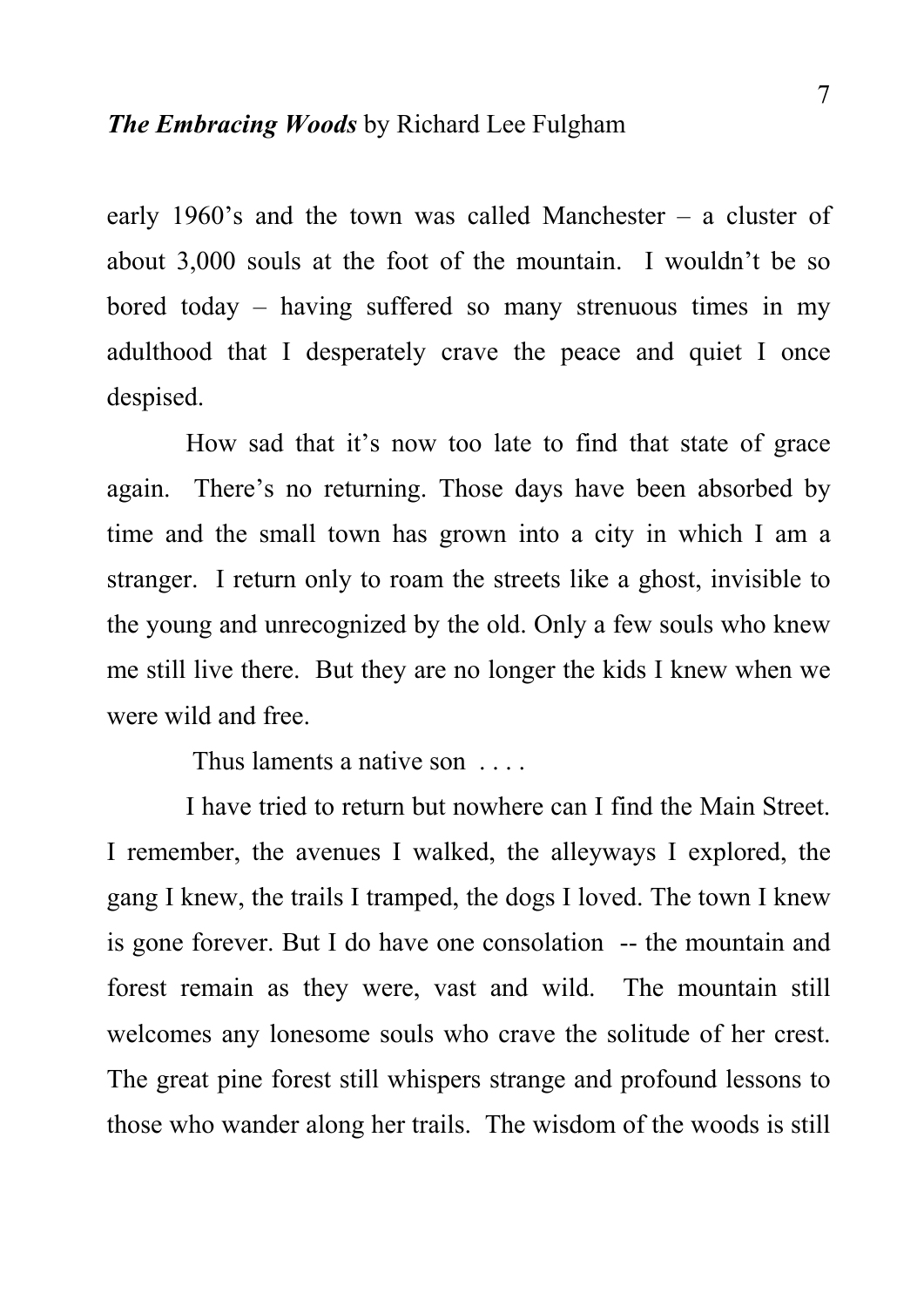early 1960's and the town was called Manchester – a cluster of about 3,000 souls at the foot of the mountain. I wouldn't be so bored today – having suffered so many strenuous times in my adulthood that I desperately crave the peace and quiet I once despised.

How sad that it's now too late to find that state of grace again. There's no returning. Those days have been absorbed by time and the small town has grown into a city in which I am a stranger. I return only to roam the streets like a ghost, invisible to the young and unrecognized by the old. Only a few souls who knew me still live there. But they are no longer the kids I knew when we were wild and free.

Thus laments a native son . . . .

I have tried to return but nowhere can I find the Main Street. I remember, the avenues I walked, the alleyways I explored, the gang I knew, the trails I tramped, the dogs I loved. The town I knew is gone forever. But I do have one consolation -- the mountain and forest remain as they were, vast and wild. The mountain still welcomes any lonesome souls who crave the solitude of her crest. The great pine forest still whispers strange and profound lessons to those who wander along her trails. The wisdom of the woods is still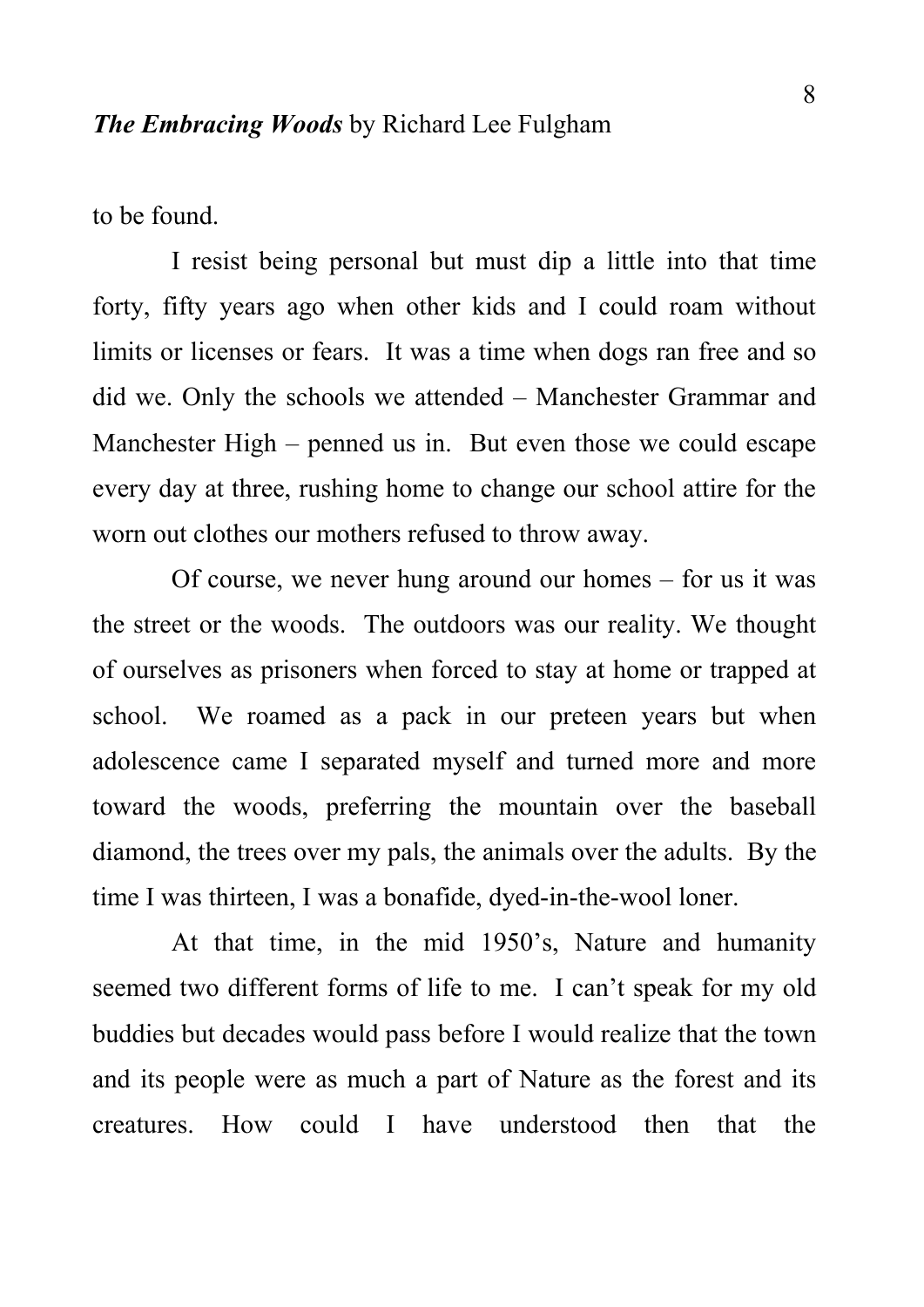to be found.

I resist being personal but must dip a little into that time forty, fifty years ago when other kids and I could roam without limits or licenses or fears. It was a time when dogs ran free and so did we. Only the schools we attended – Manchester Grammar and Manchester High – penned us in. But even those we could escape every day at three, rushing home to change our school attire for the worn out clothes our mothers refused to throw away.

Of course, we never hung around our homes – for us it was the street or the woods. The outdoors was our reality. We thought of ourselves as prisoners when forced to stay at home or trapped at school. We roamed as a pack in our preteen years but when adolescence came I separated myself and turned more and more toward the woods, preferring the mountain over the baseball diamond, the trees over my pals, the animals over the adults. By the time I was thirteen, I was a bonafide, dyed-in-the-wool loner.

At that time, in the mid 1950's, Nature and humanity seemed two different forms of life to me. I can't speak for my old buddies but decades would pass before I would realize that the town and its people were as much a part of Nature as the forest and its creatures. How could I have understood then that the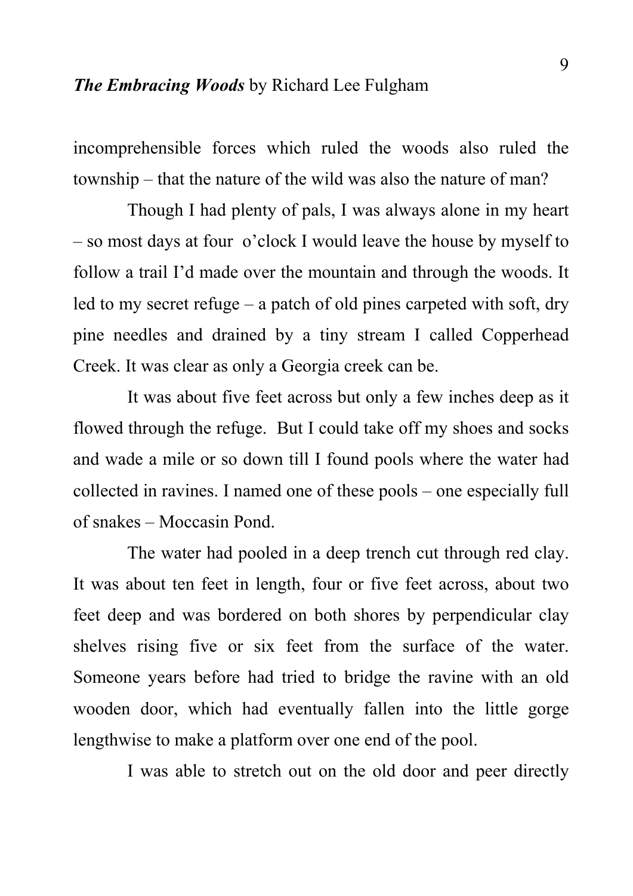incomprehensible forces which ruled the woods also ruled the township – that the nature of the wild was also the nature of man?

Though I had plenty of pals, I was always alone in my heart – so most days at four o'clock I would leave the house by myself to follow a trail I'd made over the mountain and through the woods. It led to my secret refuge – a patch of old pines carpeted with soft, dry pine needles and drained by a tiny stream I called Copperhead Creek. It was clear as only a Georgia creek can be.

It was about five feet across but only a few inches deep as it flowed through the refuge. But I could take off my shoes and socks and wade a mile or so down till I found pools where the water had collected in ravines. I named one of these pools – one especially full of snakes – Moccasin Pond.

The water had pooled in a deep trench cut through red clay. It was about ten feet in length, four or five feet across, about two feet deep and was bordered on both shores by perpendicular clay shelves rising five or six feet from the surface of the water. Someone years before had tried to bridge the ravine with an old wooden door, which had eventually fallen into the little gorge lengthwise to make a platform over one end of the pool.

I was able to stretch out on the old door and peer directly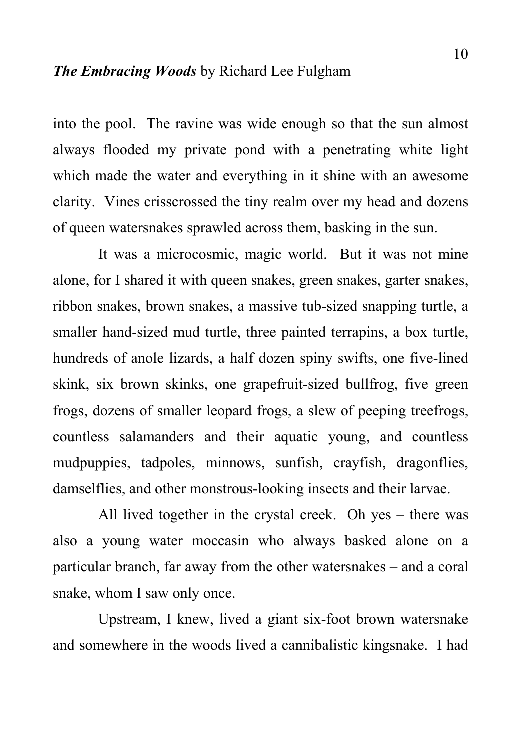into the pool. The ravine was wide enough so that the sun almost always flooded my private pond with a penetrating white light which made the water and everything in it shine with an awesome clarity. Vines crisscrossed the tiny realm over my head and dozens of queen watersnakes sprawled across them, basking in the sun.

It was a microcosmic, magic world. But it was not mine alone, for I shared it with queen snakes, green snakes, garter snakes, ribbon snakes, brown snakes, a massive tub-sized snapping turtle, a smaller hand-sized mud turtle, three painted terrapins, a box turtle, hundreds of anole lizards, a half dozen spiny swifts, one five-lined skink, six brown skinks, one grapefruit-sized bullfrog, five green frogs, dozens of smaller leopard frogs, a slew of peeping treefrogs, countless salamanders and their aquatic young, and countless mudpuppies, tadpoles, minnows, sunfish, crayfish, dragonflies, damselflies, and other monstrous-looking insects and their larvae.

All lived together in the crystal creek. Oh yes – there was also a young water moccasin who always basked alone on a particular branch, far away from the other watersnakes – and a coral snake, whom I saw only once.

Upstream, I knew, lived a giant six-foot brown watersnake and somewhere in the woods lived a cannibalistic kingsnake. I had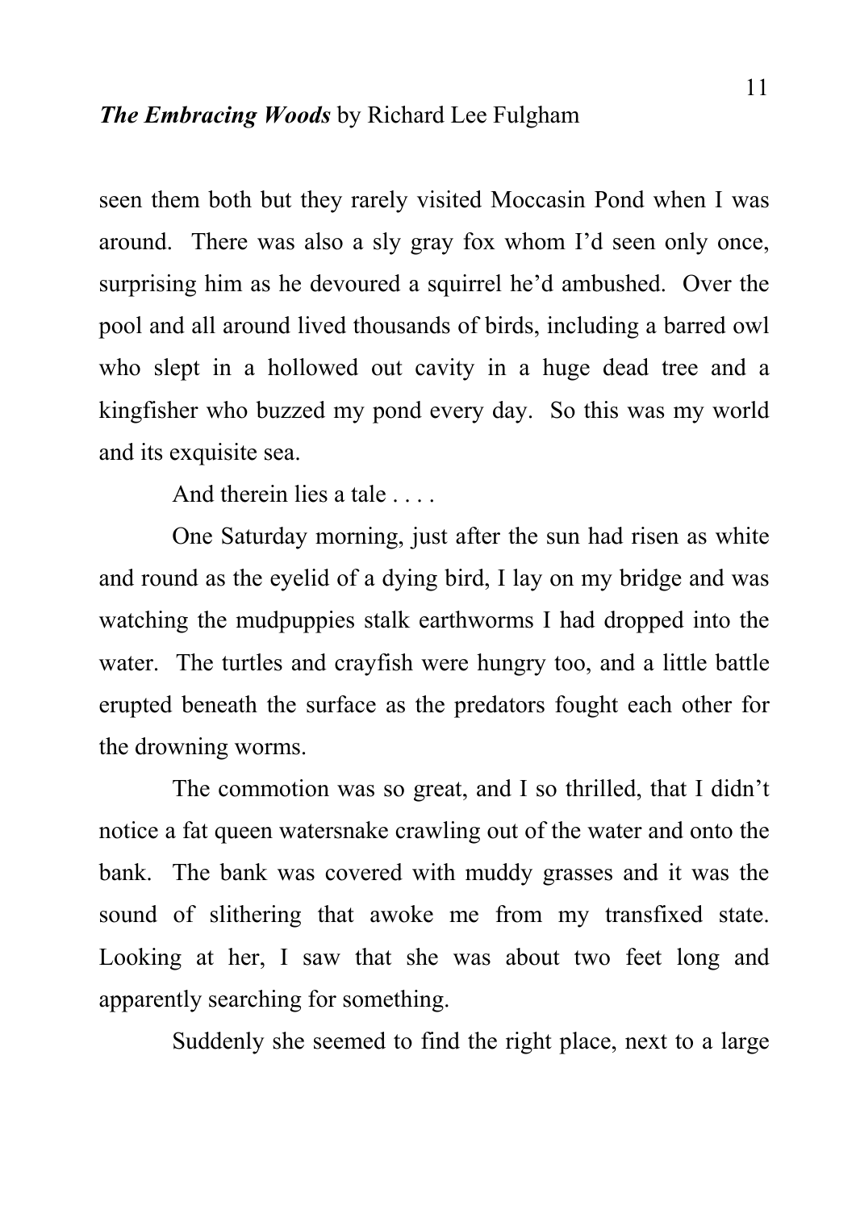seen them both but they rarely visited Moccasin Pond when I was around. There was also a sly gray fox whom I'd seen only once, surprising him as he devoured a squirrel he'd ambushed. Over the pool and all around lived thousands of birds, including a barred owl who slept in a hollowed out cavity in a huge dead tree and a kingfisher who buzzed my pond every day. So this was my world and its exquisite sea.

And therein lies a tale . . . .

One Saturday morning, just after the sun had risen as white and round as the eyelid of a dying bird, I lay on my bridge and was watching the mudpuppies stalk earthworms I had dropped into the water. The turtles and crayfish were hungry too, and a little battle erupted beneath the surface as the predators fought each other for the drowning worms.

The commotion was so great, and I so thrilled, that I didn't notice a fat queen watersnake crawling out of the water and onto the bank. The bank was covered with muddy grasses and it was the sound of slithering that awoke me from my transfixed state. Looking at her, I saw that she was about two feet long and apparently searching for something.

Suddenly she seemed to find the right place, next to a large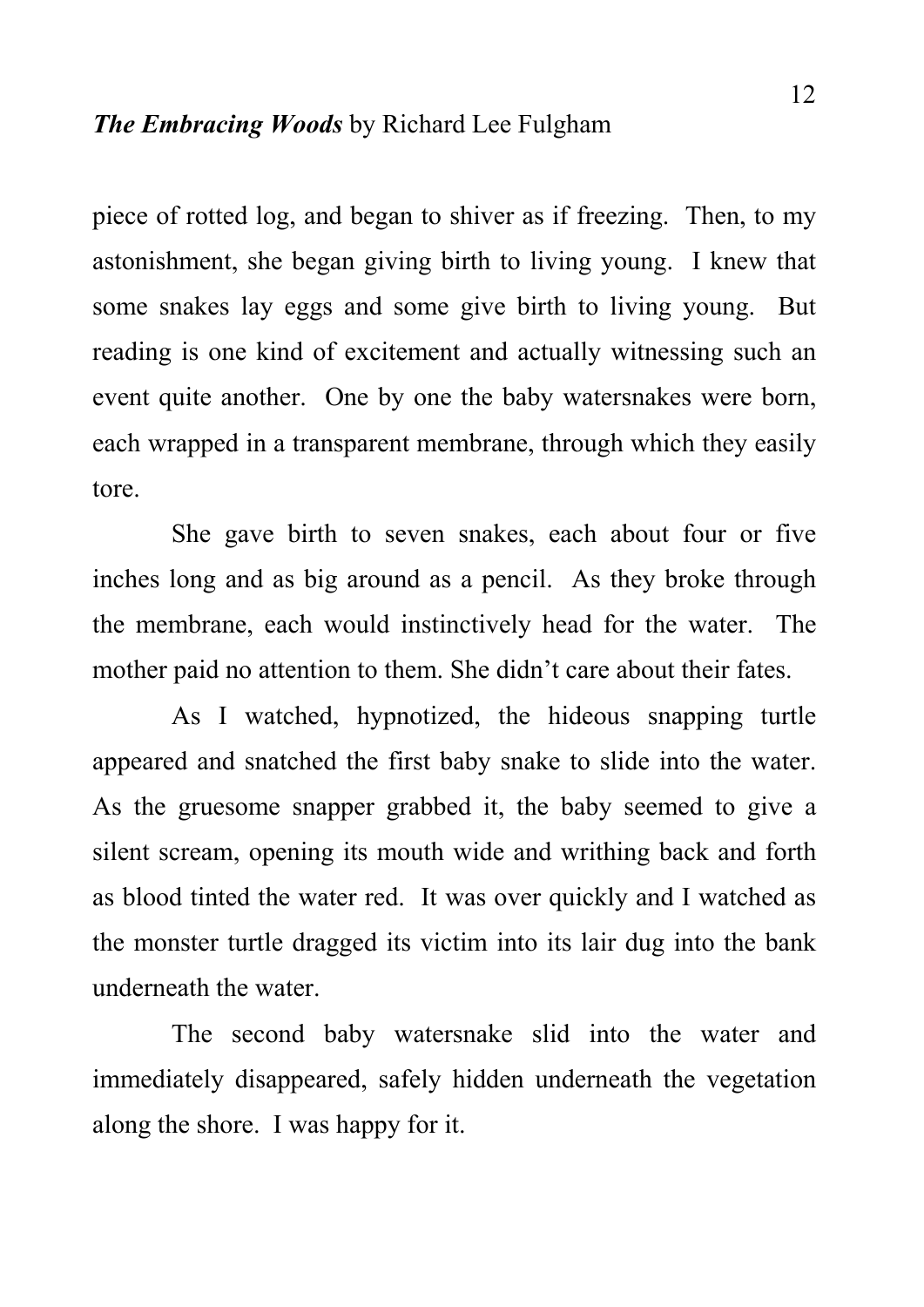piece of rotted log, and began to shiver as if freezing. Then, to my astonishment, she began giving birth to living young. I knew that some snakes lay eggs and some give birth to living young. But reading is one kind of excitement and actually witnessing such an event quite another. One by one the baby watersnakes were born, each wrapped in a transparent membrane, through which they easily tore.

She gave birth to seven snakes, each about four or five inches long and as big around as a pencil. As they broke through the membrane, each would instinctively head for the water. The mother paid no attention to them. She didn't care about their fates.

As I watched, hypnotized, the hideous snapping turtle appeared and snatched the first baby snake to slide into the water. As the gruesome snapper grabbed it, the baby seemed to give a silent scream, opening its mouth wide and writhing back and forth as blood tinted the water red. It was over quickly and I watched as the monster turtle dragged its victim into its lair dug into the bank underneath the water.

The second baby watersnake slid into the water and immediately disappeared, safely hidden underneath the vegetation along the shore. I was happy for it.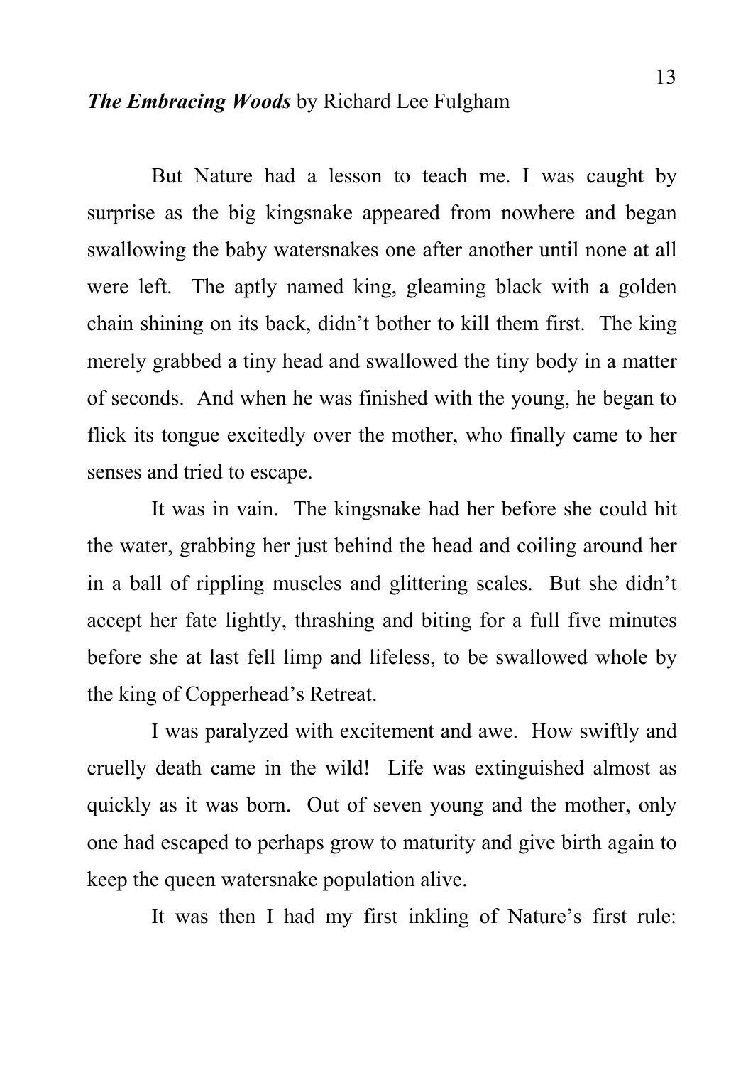But Nature had a lesson to teach me. I was caught by surprise as the big kingsnake appeared from nowhere and began swallowing the baby watersnakes one after another until none at all were left. The aptly named king, gleaming black with a golden chain shining on its back, didn't bother to kill them first. The king merely grabbed a tiny head and swallowed the tiny body in a matter of seconds. And when he was finished with the young, he began to flick its tongue excitedly over the mother, who finally came to her senses and tried to escape.

It was in vain. The kingsnake had her before she could hit the water, grabbing her just behind the head and coiling around her in a ball of rippling muscles and glittering scales. But she didn't accept her fate lightly, thrashing and biting for a full five minutes before she at last fell limp and lifeless, to be swallowed whole by the king of Copperhead's Retreat.

I was paralyzed with excitement and awe. How swiftly and cruelly death came in the wild! Life was extinguished almost as quickly as it was born. Out of seven young and the mother, only one had escaped to perhaps grow to maturity and give birth again to keep the queen watersnake population alive.

It was then I had my first inkling of Nature's first rule: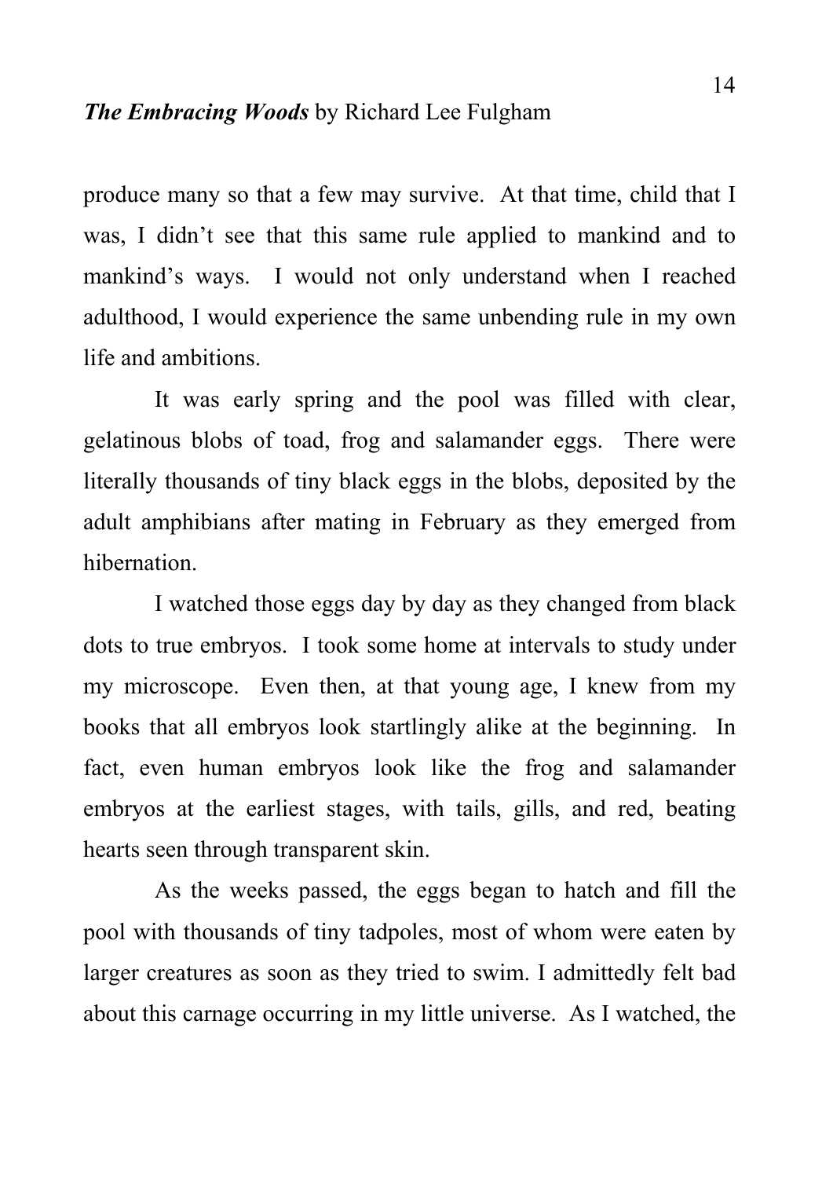produce many so that a few may survive. At that time, child that I was, I didn't see that this same rule applied to mankind and to mankind's ways. I would not only understand when I reached adulthood, I would experience the same unbending rule in my own life and ambitions.

It was early spring and the pool was filled with clear, gelatinous blobs of toad, frog and salamander eggs. There were literally thousands of tiny black eggs in the blobs, deposited by the adult amphibians after mating in February as they emerged from hibernation.

I watched those eggs day by day as they changed from black dots to true embryos. I took some home at intervals to study under my microscope. Even then, at that young age, I knew from my books that all embryos look startlingly alike at the beginning. In fact, even human embryos look like the frog and salamander embryos at the earliest stages, with tails, gills, and red, beating hearts seen through transparent skin.

As the weeks passed, the eggs began to hatch and fill the pool with thousands of tiny tadpoles, most of whom were eaten by larger creatures as soon as they tried to swim. I admittedly felt bad about this carnage occurring in my little universe. As I watched, the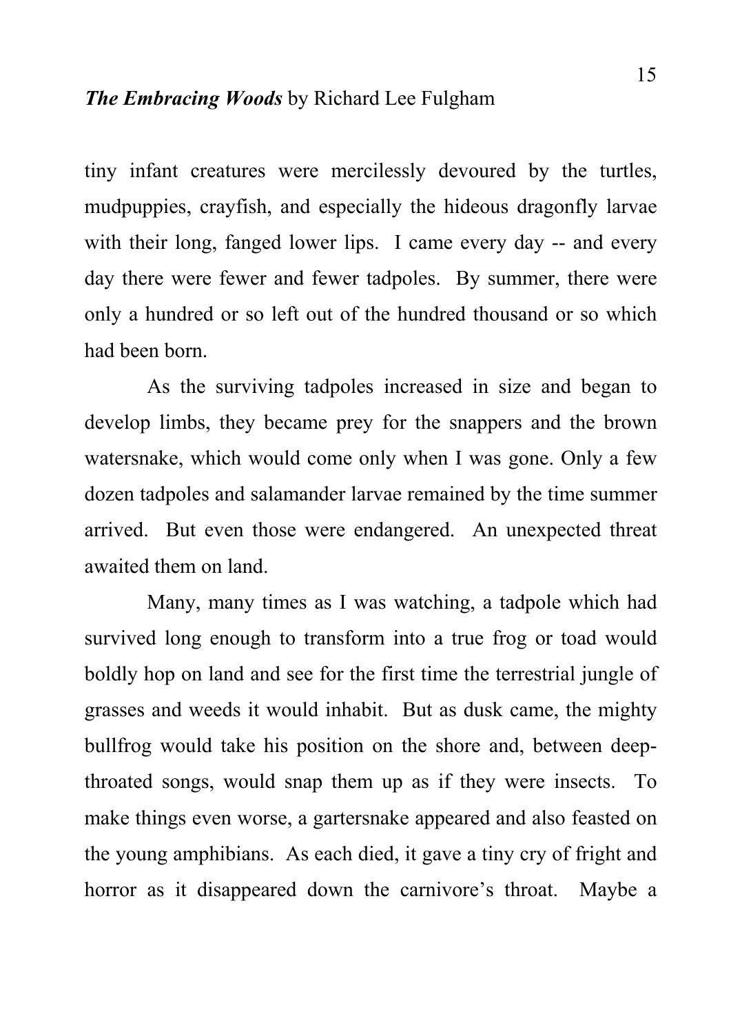tiny infant creatures were mercilessly devoured by the turtles, mudpuppies, crayfish, and especially the hideous dragonfly larvae with their long, fanged lower lips. I came every day -- and every day there were fewer and fewer tadpoles. By summer, there were only a hundred or so left out of the hundred thousand or so which had been born.

As the surviving tadpoles increased in size and began to develop limbs, they became prey for the snappers and the brown watersnake, which would come only when I was gone. Only a few dozen tadpoles and salamander larvae remained by the time summer arrived. But even those were endangered. An unexpected threat awaited them on land.

Many, many times as I was watching, a tadpole which had survived long enough to transform into a true frog or toad would boldly hop on land and see for the first time the terrestrial jungle of grasses and weeds it would inhabit. But as dusk came, the mighty bullfrog would take his position on the shore and, between deep-throated songs, would snap them up as if they were insects. To make things even worse, a gartersnake appeared and also feasted on the young amphibians. As each died, it gave a tiny cry of fright and horror as it disappeared down the carnivore's throat. Maybe a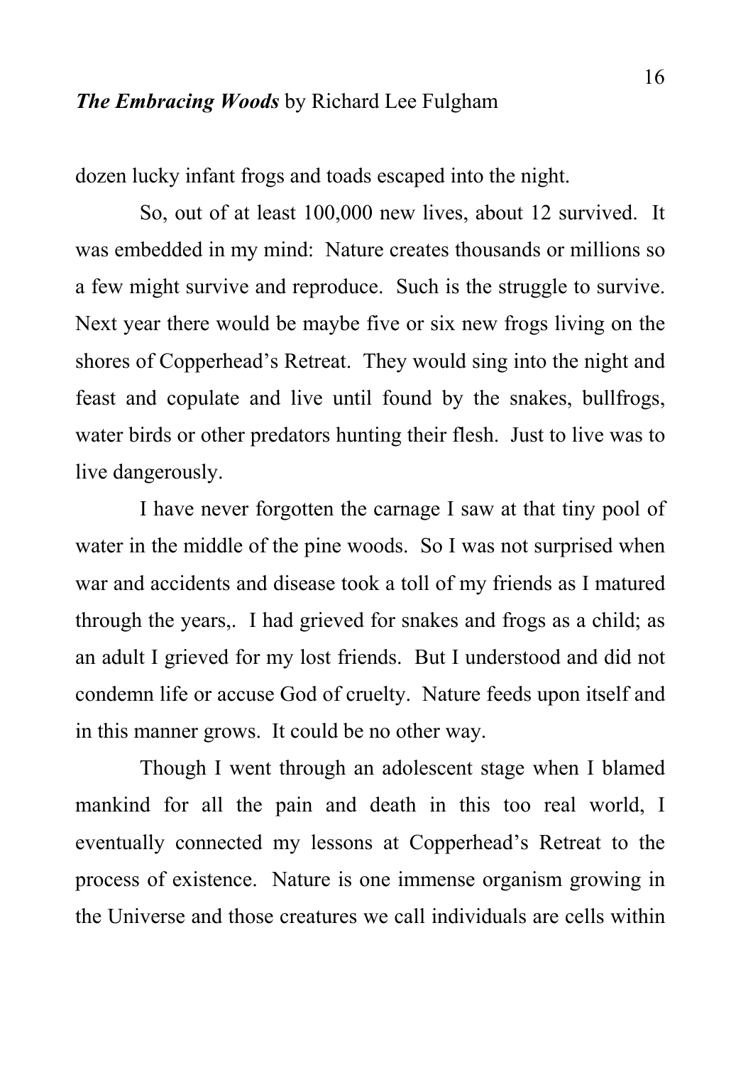dozen lucky infant frogs and toads escaped into the night.

So, out of at least 100,000 new lives, about 12 survived. It was embedded in my mind: Nature creates thousands or millions so a few might survive and reproduce. Such is the struggle to survive. Next year there would be maybe five or six new frogs living on the shores of Copperhead's Retreat. They would sing into the night and feast and copulate and live until found by the snakes, bullfrogs, water birds or other predators hunting their flesh. Just to live was to live dangerously.

I have never forgotten the carnage I saw at that tiny pool of water in the middle of the pine woods. So I was not surprised when war and accidents and disease took a toll of my friends as I matured through the years,. I had grieved for snakes and frogs as a child; as an adult I grieved for my lost friends. But I understood and did not condemn life or accuse God of cruelty. Nature feeds upon itself and in this manner grows. It could be no other way.

Though I went through an adolescent stage when I blamed mankind for all the pain and death in this too real world, I eventually connected my lessons at Copperhead's Retreat to the process of existence. Nature is one immense organism growing in the Universe and those creatures we call individuals are cells within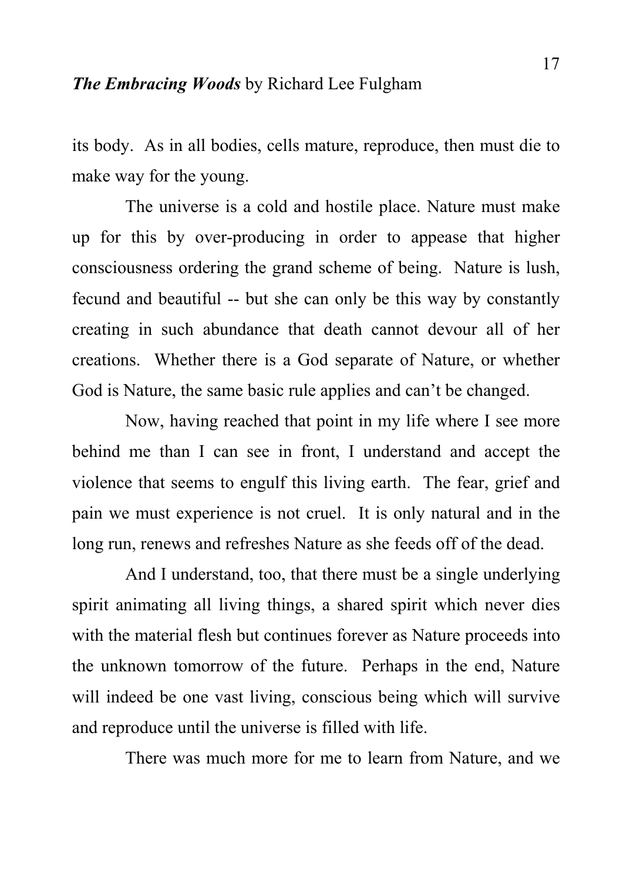its body. As in all bodies, cells mature, reproduce, then must die to make way for the young.

The universe is a cold and hostile place. Nature must make up for this by over-producing in order to appease that higher consciousness ordering the grand scheme of being. Nature is lush, fecund and beautiful -- but she can only be this way by constantly creating in such abundance that death cannot devour all of her creations. Whether there is a God separate of Nature, or whether God is Nature, the same basic rule applies and can't be changed.

Now, having reached that point in my life where I see more behind me than I can see in front, I understand and accept the violence that seems to engulf this living earth. The fear, grief and pain we must experience is not cruel. It is only natural and in the long run, renews and refreshes Nature as she feeds off of the dead.

And I understand, too, that there must be a single underlying spirit animating all living things, a shared spirit which never dies with the material flesh but continues forever as Nature proceeds into the unknown tomorrow of the future. Perhaps in the end, Nature will indeed be one vast living, conscious being which will survive and reproduce until the universe is filled with life.

There was much more for me to learn from Nature, and we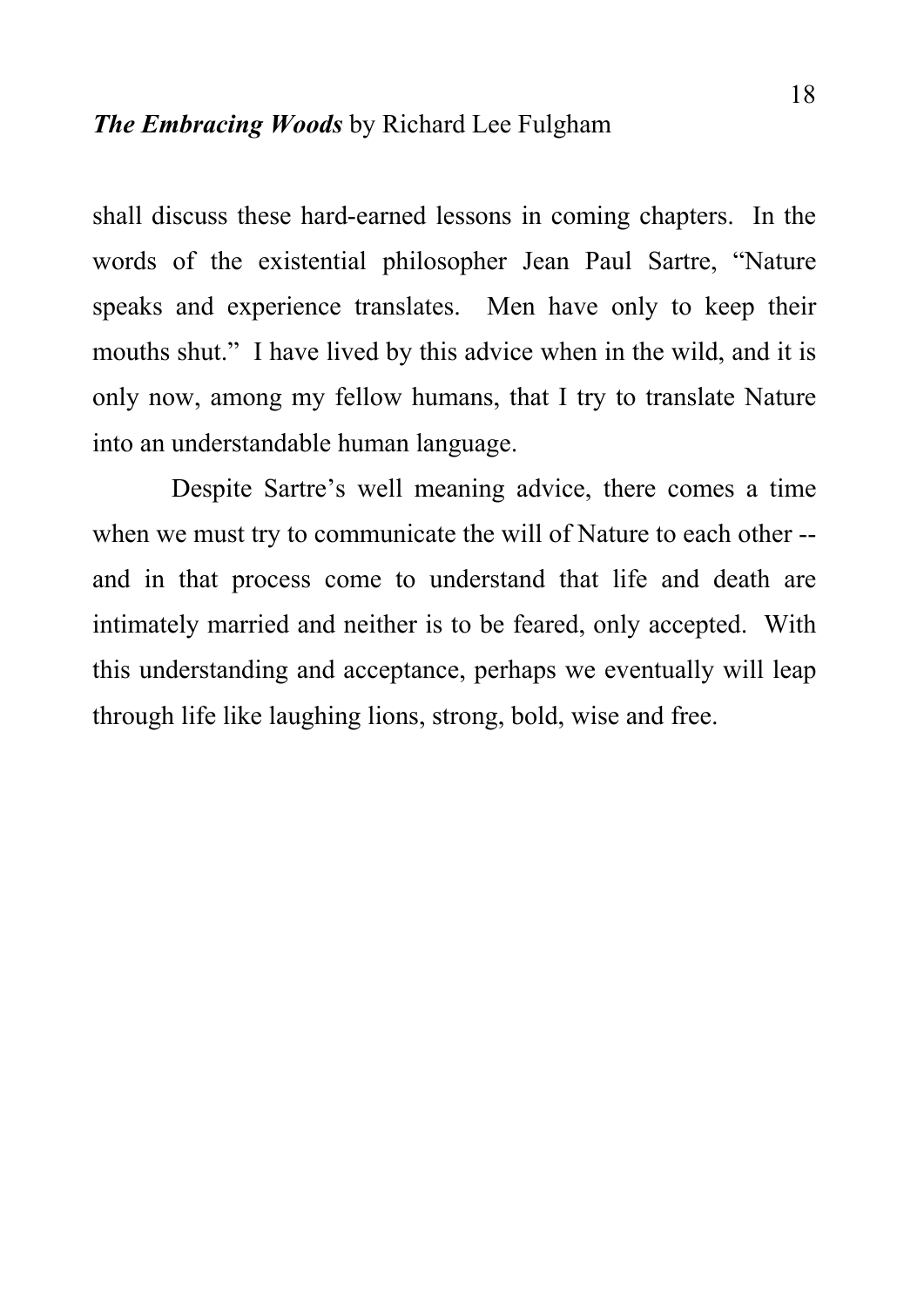shall discuss these hard-earned lessons in coming chapters. In the words of the existential philosopher Jean Paul Sartre, "Nature speaks and experience translates. Men have only to keep their mouths shut." I have lived by this advice when in the wild, and it is only now, among my fellow humans, that I try to translate Nature into an understandable human language.

Despite Sartre's well meaning advice, there comes a time when we must try to communicate the will of Nature to each other -- and in that process come to understand that life and death are intimately married and neither is to be feared, only accepted. With this understanding and acceptance, perhaps we eventually will leap through life like laughing lions, strong, bold, wise and free.